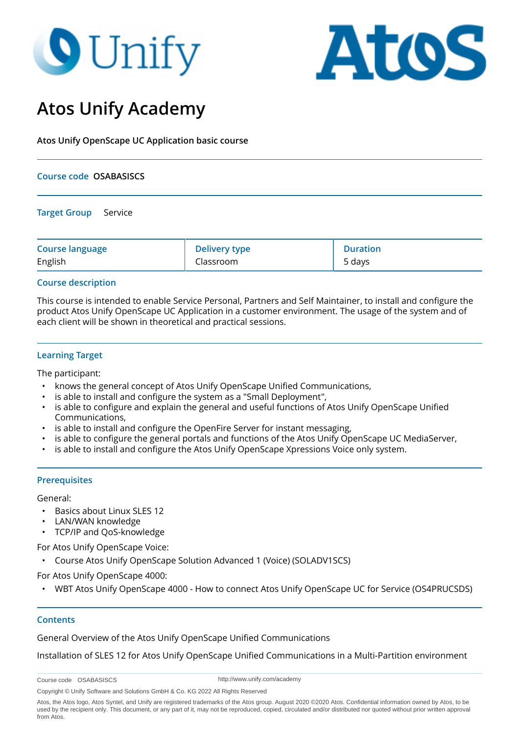# Atos Unify Academy

**Atos Unify OpenScape UC Application basic course**

**Course code** **OSABASISCS**

**Target Group** Service

| Course language | Delivery type | Duration |
|---|---|---|
| English | Classroom | 5 days |

## Course description

This course is intended to enable Service Personal, Partners and Self Maintainer, to install and configure the product Atos Unify OpenScape UC Application in a customer environment. The usage of the system and of each client will be shown in theoretical and practical sessions.

## Learning Target

The participant:

- knows the general concept of Atos Unify OpenScape Unified Communications,
- is able to install and configure the system as a "Small Deployment",
- is able to configure and explain the general and useful functions of Atos Unify OpenScape Unified Communications,
- is able to install and configure the OpenFire Server for instant messaging,
- is able to configure the general portals and functions of the Atos Unify OpenScape UC MediaServer,
- is able to install and configure the Atos Unify OpenScape Xpressions Voice only system.

## Prerequisites

General:

- Basics about Linux SLES 12
- LAN/WAN knowledge
- TCP/IP and QoS-knowledge

For Atos Unify OpenScape Voice:

- Course Atos Unify OpenScape Solution Advanced 1 (Voice) (SOLADV1SCS)

For Atos Unify OpenScape 4000:

- WBT Atos Unify OpenScape 4000 - How to connect Atos Unify OpenScape UC for Service (OS4PRUCSDS)

## Contents

General Overview of the Atos Unify OpenScape Unified Communications

Installation of SLES 12 for Atos Unify OpenScape Unified Communications in a Multi-Partition environment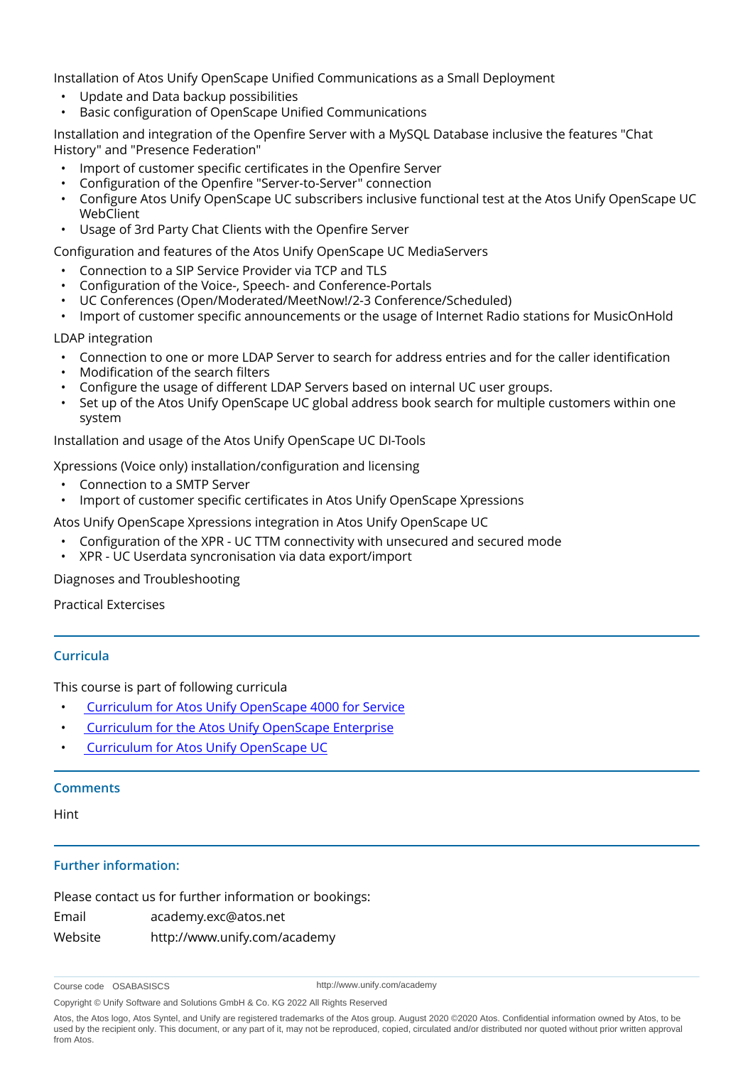Installation of Atos Unify OpenScape Unified Communications as a Small Deployment

- Update and Data backup possibilities
- Basic configuration of OpenScape Unified Communications

Installation and integration of the Openfire Server with a MySQL Database inclusive the features "Chat History" and "Presence Federation"

- Import of customer specific certificates in the Openfire Server
- Configuration of the Openfire "Server-to-Server" connection
- Configure Atos Unify OpenScape UC subscribers inclusive functional test at the Atos Unify OpenScape UC WebClient
- Usage of 3rd Party Chat Clients with the Openfire Server

Configuration and features of the Atos Unify OpenScape UC MediaServers

- Connection to a SIP Service Provider via TCP and TLS
- Configuration of the Voice-, Speech- and Conference-Portals
- UC Conferences (Open/Moderated/MeetNow!/2-3 Conference/Scheduled)
- Import of customer specific announcements or the usage of Internet Radio stations for MusicOnHold

LDAP integration

- Connection to one or more LDAP Server to search for address entries and for the caller identification
- Modification of the search filters
- Configure the usage of different LDAP Servers based on internal UC user groups.
- Set up of the Atos Unify OpenScape UC global address book search for multiple customers within one system

Installation and usage of the Atos Unify OpenScape UC DI-Tools

Xpressions (Voice only) installation/configuration and licensing

- Connection to a SMTP Server
- Import of customer specific certificates in Atos Unify OpenScape Xpressions

Atos Unify OpenScape Xpressions integration in Atos Unify OpenScape UC

- Configuration of the XPR - UC TTM connectivity with unsecured and secured mode
- XPR - UC Userdata syncronisation via data export/import

Diagnoses and Troubleshooting

Practical Extercises

## Curricula

This course is part of following curricula

- Curriculum for Atos Unify OpenScape 4000 for Service
- Curriculum for the Atos Unify OpenScape Enterprise
- Curriculum for Atos Unify OpenScape UC

## Comments

Hint

## Further information:

Please contact us for further information or bookings:

| | |
|---|---|
| Email | academy.exc@atos.net |
| Website | http://www.unify.com/academy |

Course code OSABASISCS

Copyright © Unify Software and Solutions GmbH & Co. KG 2022 All Rights Reserved

Atos, the Atos logo, Atos Syntel, and Unify are registered trademarks of the Atos group. August 2020 ©2020 Atos. Confidential information owned by Atos, to be used by the recipient only. This document, or any part of it, may not be reproduced, copied, circulated and/or distributed nor quoted without prior written approval from Atos.